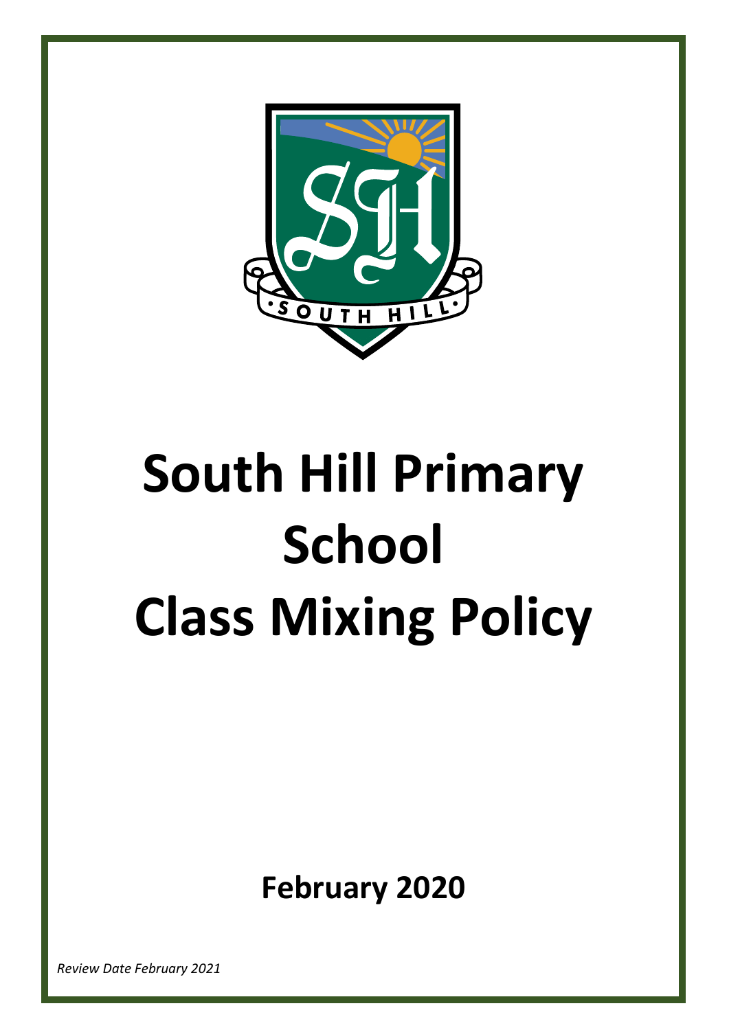# South Hill Primary School Class Mixing Policy

**February 2020**

*Review Date February 2021*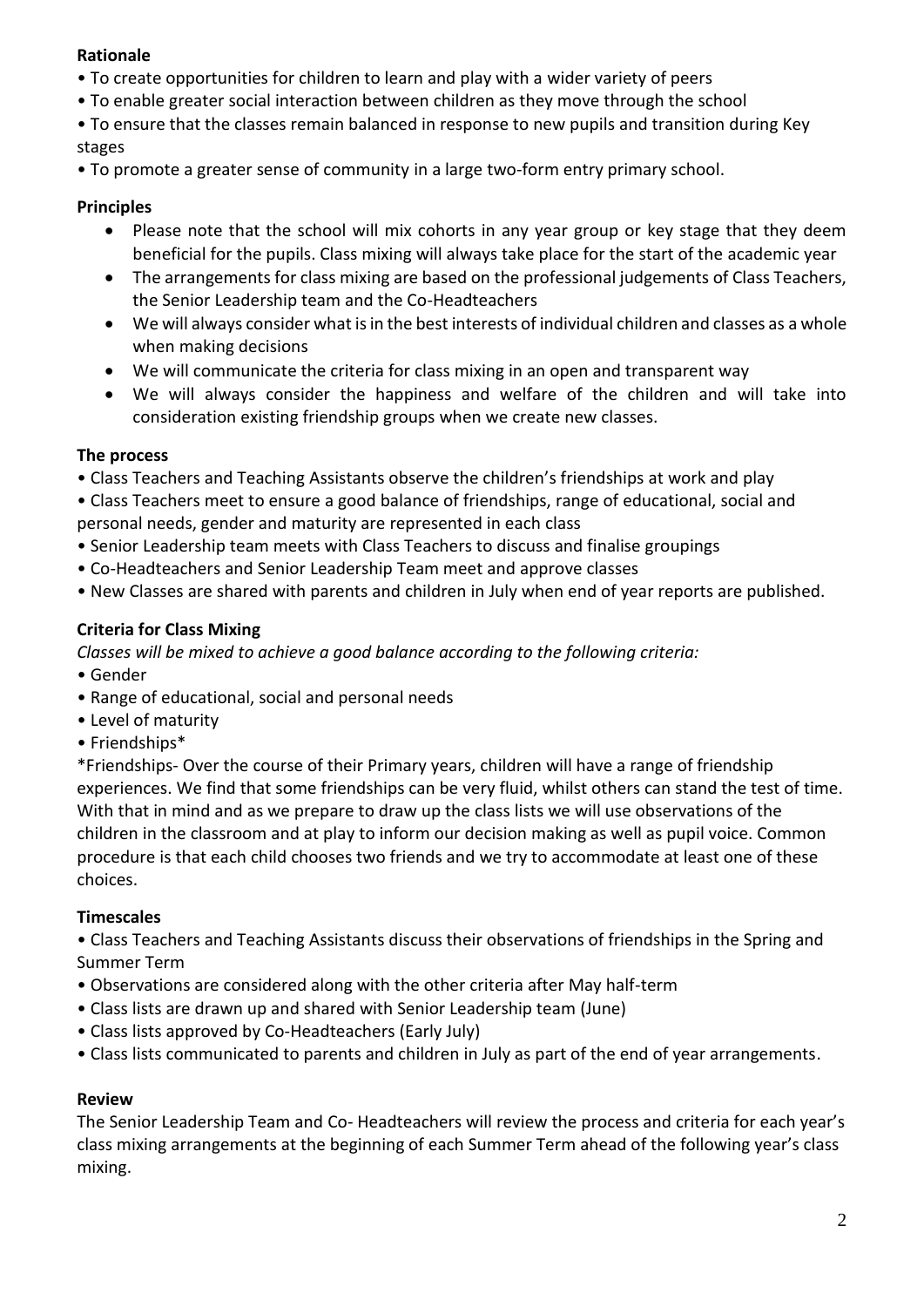**Rationale**

- To create opportunities for children to learn and play with a wider variety of peers
- To enable greater social interaction between children as they move through the school
- To ensure that the classes remain balanced in response to new pupils and transition during Key stages
- To promote a greater sense of community in a large two-form entry primary school.

**Principles**

- Please note that the school will mix cohorts in any year group or key stage that they deem beneficial for the pupils. Class mixing will always take place for the start of the academic year
- The arrangements for class mixing are based on the professional judgements of Class Teachers, the Senior Leadership team and the Co-Headteachers
- We will always consider what is in the best interests of individual children and classes as a whole when making decisions
- We will communicate the criteria for class mixing in an open and transparent way
- We will always consider the happiness and welfare of the children and will take into consideration existing friendship groups when we create new classes.

**The process**

- Class Teachers and Teaching Assistants observe the children's friendships at work and play
- Class Teachers meet to ensure a good balance of friendships, range of educational, social and personal needs, gender and maturity are represented in each class
- Senior Leadership team meets with Class Teachers to discuss and finalise groupings
- Co-Headteachers and Senior Leadership Team meet and approve classes
- New Classes are shared with parents and children in July when end of year reports are published.

**Criteria for Class Mixing**

*Classes will be mixed to achieve a good balance according to the following criteria:*

- Gender
- Range of educational, social and personal needs
- Level of maturity
- Friendships*

*Friendships- Over the course of their Primary years, children will have a range of friendship experiences. We find that some friendships can be very fluid, whilst others can stand the test of time. With that in mind and as we prepare to draw up the class lists we will use observations of the children in the classroom and at play to inform our decision making as well as pupil voice. Common procedure is that each child chooses two friends and we try to accommodate at least one of these choices.

**Timescales**

- Class Teachers and Teaching Assistants discuss their observations of friendships in the Spring and Summer Term
- Observations are considered along with the other criteria after May half-term
- Class lists are drawn up and shared with Senior Leadership team (June)
- Class lists approved by Co-Headteachers (Early July)
- Class lists communicated to parents and children in July as part of the end of year arrangements.

**Review**

The Senior Leadership Team and Co- Headteachers will review the process and criteria for each year's class mixing arrangements at the beginning of each Summer Term ahead of the following year's class mixing.